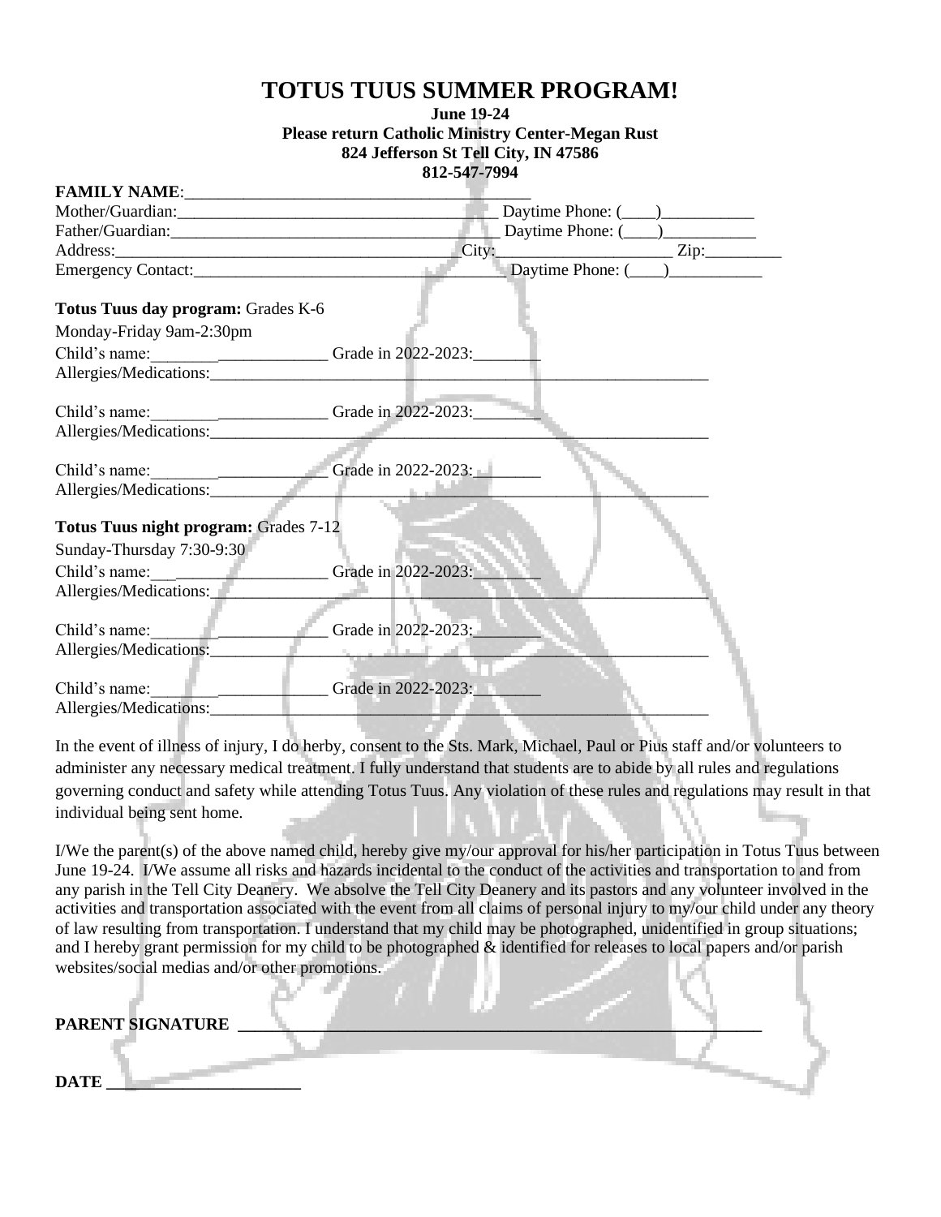# TOTUS TUUS SUMMER PROGRAM!

**June 19-24**
**Please return Catholic Ministry Center-Megan Rust**
**824 Jefferson St Tell City, IN 47586**
**812-547-7994**

**FAMILY NAME**:_________________________________________

Mother/Guardian:_______________________________________ Daytime Phone: (____)___________

Father/Guardian:_______________________________________ Daytime Phone: (____)___________

Address:___________________________________________City:_____________________ Zip:_________

Emergency Contact:______________________________________ Daytime Phone: (____)___________

**Totus Tuus day program:** Grades K-6

Monday-Friday 9am-2:30pm

Child's name:________ _____________ Grade in 2022-2023:________
Allergies/Medications:_______________________________________________________________

Child's name:________ _____________ Grade in 2022-2023:________
Allergies/Medications:_______________________________________________________________

Child's name:________ _____________ Grade in 2022-2023:________
Allergies/Medications:_______________________________________________________________

**Totus Tuus night program:** Grades 7-12

Sunday-Thursday 7:30-9:30

Child's name:___ _________________ Grade in 2022-2023:________
Allergies/Medications:_______________________________________________________________

Child's name:________ _____________ Grade in 2022-2023:________
Allergies/Medications:_______________________________________________________________

Child's name:________ _____________ Grade in 2022-2023:________
Allergies/Medications:_______________________________________________________________

In the event of illness of injury, I do herby, consent to the Sts. Mark, Michael, Paul or Pius staff and/or volunteers to administer any necessary medical treatment. I fully understand that students are to abide by all rules and regulations governing conduct and safety while attending Totus Tuus. Any violation of these rules and regulations may result in that individual being sent home.

I/We the parent(s) of the above named child, hereby give my/our approval for his/her participation in Totus Tuus between June 19-24. I/We assume all risks and hazards incidental to the conduct of the activities and transportation to and from any parish in the Tell City Deanery. We absolve the Tell City Deanery and its pastors and any volunteer involved in the activities and transportation associated with the event from all claims of personal injury to my/our child under any theory of law resulting from transportation. I understand that my child may be photographed, unidentified in group situations; and I hereby grant permission for my child to be photographed & identified for releases to local papers and/or parish websites/social medias and/or other promotions.

**PARENT SIGNATURE** _______________________________________________________________

**DATE** ______________________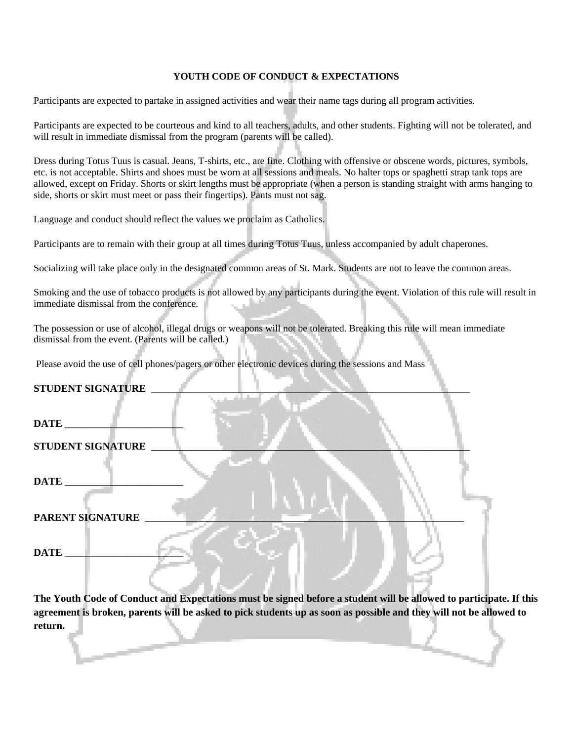**YOUTH CODE OF CONDUCT & EXPECTATIONS**

Participants are expected to partake in assigned activities and wear their name tags during all program activities.

Participants are expected to be courteous and kind to all teachers, adults, and other students. Fighting will not be tolerated, and will result in immediate dismissal from the program (parents will be called).

Dress during Totus Tuus is casual. Jeans, T-shirts, etc., are fine. Clothing with offensive or obscene words, pictures, symbols, etc. is not acceptable. Shirts and shoes must be worn at all sessions and meals. No halter tops or spaghetti strap tank tops are allowed, except on Friday. Shorts or skirt lengths must be appropriate (when a person is standing straight with arms hanging to side, shorts or skirt must meet or pass their fingertips). Pants must not sag.

Language and conduct should reflect the values we proclaim as Catholics.

Participants are to remain with their group at all times during Totus Tuus, unless accompanied by adult chaperones.

Socializing will take place only in the designated common areas of St. Mark. Students are not to leave the common areas.

Smoking and the use of tobacco products is not allowed by any participants during the event. Violation of this rule will result in immediate dismissal from the conference.

The possession or use of alcohol, illegal drugs or weapons will not be tolerated. Breaking this rule will mean immediate dismissal from the event. (Parents will be called.)

Please avoid the use of cell phones/pagers or other electronic devices during the sessions and Mass

**STUDENT SIGNATURE** _______________________________________________________________

**DATE** _______________________

**STUDENT SIGNATURE** _______________________________________________________________

**DATE** _______________________

**PARENT SIGNATURE** _______________________________________________________________

**DATE** _______________________

**The Youth Code of Conduct and Expectations must be signed before a student will be allowed to participate. If this agreement is broken, parents will be asked to pick students up as soon as possible and they will not be allowed to return.**